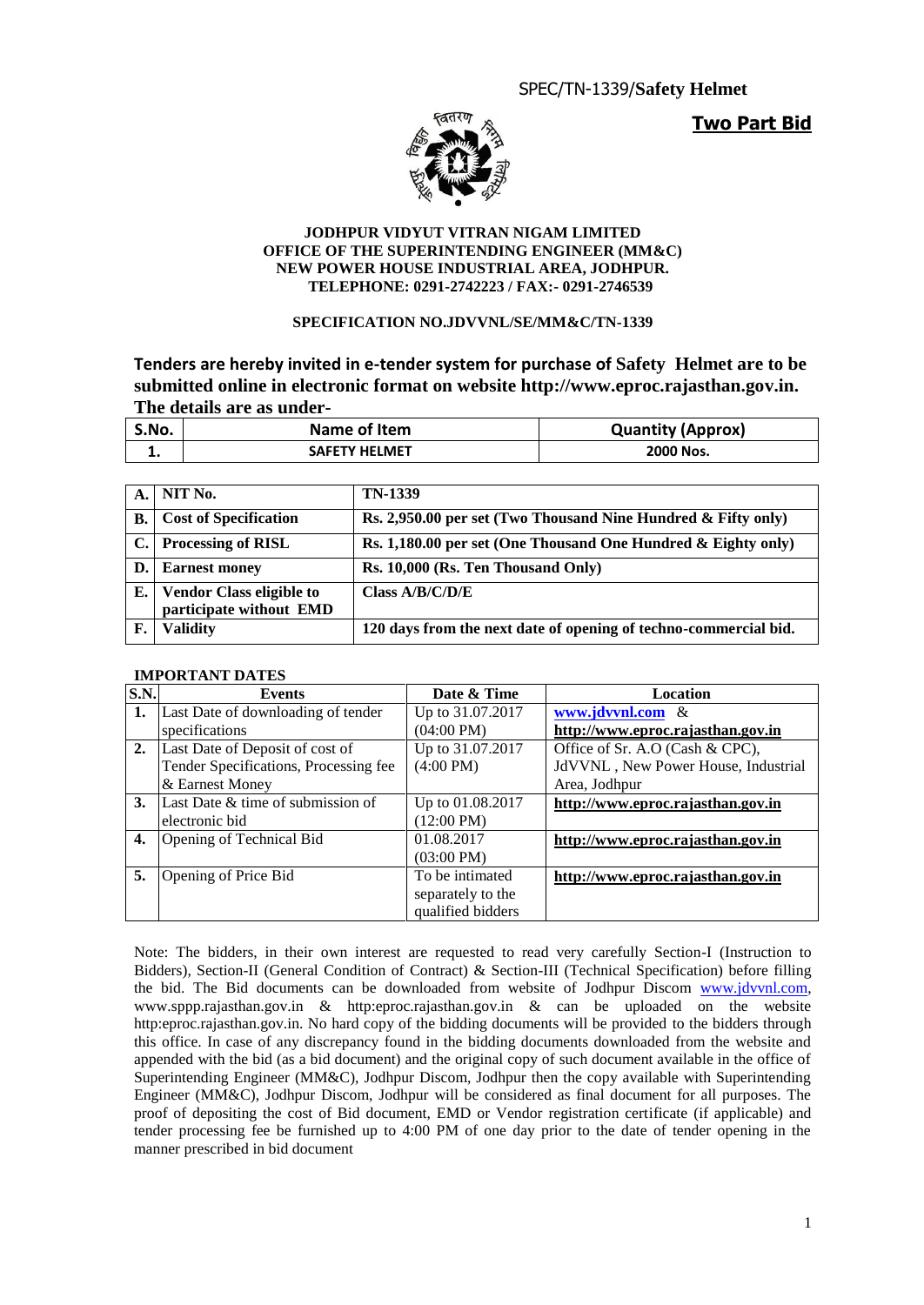SPEC/TN-1339/**Safety Helmet**

**Two Part Bid**

**JODHPUR VIDYUT VITRAN NIGAM LIMITED**
**OFFICE OF THE SUPERINTENDING ENGINEER (MM&C)**
**NEW POWER HOUSE INDUSTRIAL AREA, JODHPUR.**
**TELEPHONE: 0291-2742223 / FAX:- 0291-2746539**

**SPECIFICATION NO.JDVVNL/SE/MM&C/TN-1339**

**Tenders are hereby invited in e-tender system for purchase of Safety Helmet are to be submitted online in electronic format on website http://www.eproc.rajasthan.gov.in. The details are as under-**

| S.No. | Name of Item | Quantity (Approx) |
|---|---|---|
| 1. | SAFETY HELMET | 2000 Nos. |

| | | |
|---|---|---|
| **A.** | **NIT No.** | **TN-1339** |
| **B.** | **Cost of Specification** | **Rs. 2,950.00 per set (Two Thousand Nine Hundred & Fifty only)** |
| **C.** | **Processing of RISL** | **Rs. 1,180.00 per set (One Thousand One Hundred & Eighty only)** |
| **D.** | **Earnest money** | **Rs. 10,000 (Rs. Ten Thousand Only)** |
| **E.** | **Vendor Class eligible to participate without EMD** | **Class A/B/C/D/E** |
| **F.** | **Validity** | **120 days from the next date of opening of techno-commercial bid.** |

**IMPORTANT DATES**

| S.N. | Events | Date & Time | Location |
|---|---|---|---|
| **1.** | Last Date of downloading of tender specifications | Up to 31.07.2017 (04:00 PM) | **www.jdvvnl.com** & **http://www.eproc.rajasthan.gov.in** |
| **2.** | Last Date of Deposit of cost of Tender Specifications, Processing fee & Earnest Money | Up to 31.07.2017 (4:00 PM) | Office of Sr. A.O (Cash & CPC), JdVVNL , New Power House, Industrial Area, Jodhpur |
| **3.** | Last Date & time of submission of electronic bid | Up to 01.08.2017 (12:00 PM) | **http://www.eproc.rajasthan.gov.in** |
| **4.** | Opening of Technical Bid | 01.08.2017 (03:00 PM) | **http://www.eproc.rajasthan.gov.in** |
| **5.** | Opening of Price Bid | To be intimated separately to the qualified bidders | **http://www.eproc.rajasthan.gov.in** |

Note: The bidders, in their own interest are requested to read very carefully Section-I (Instruction to Bidders), Section-II (General Condition of Contract) & Section-III (Technical Specification) before filling the bid. The Bid documents can be downloaded from website of Jodhpur Discom www.jdvvnl.com, www.sppp.rajasthan.gov.in & http:eproc.rajasthan.gov.in & can be uploaded on the website http:eproc.rajasthan.gov.in. No hard copy of the bidding documents will be provided to the bidders through this office. In case of any discrepancy found in the bidding documents downloaded from the website and appended with the bid (as a bid document) and the original copy of such document available in the office of Superintending Engineer (MM&C), Jodhpur Discom, Jodhpur then the copy available with Superintending Engineer (MM&C), Jodhpur Discom, Jodhpur will be considered as final document for all purposes. The proof of depositing the cost of Bid document, EMD or Vendor registration certificate (if applicable) and tender processing fee be furnished up to 4:00 PM of one day prior to the date of tender opening in the manner prescribed in bid document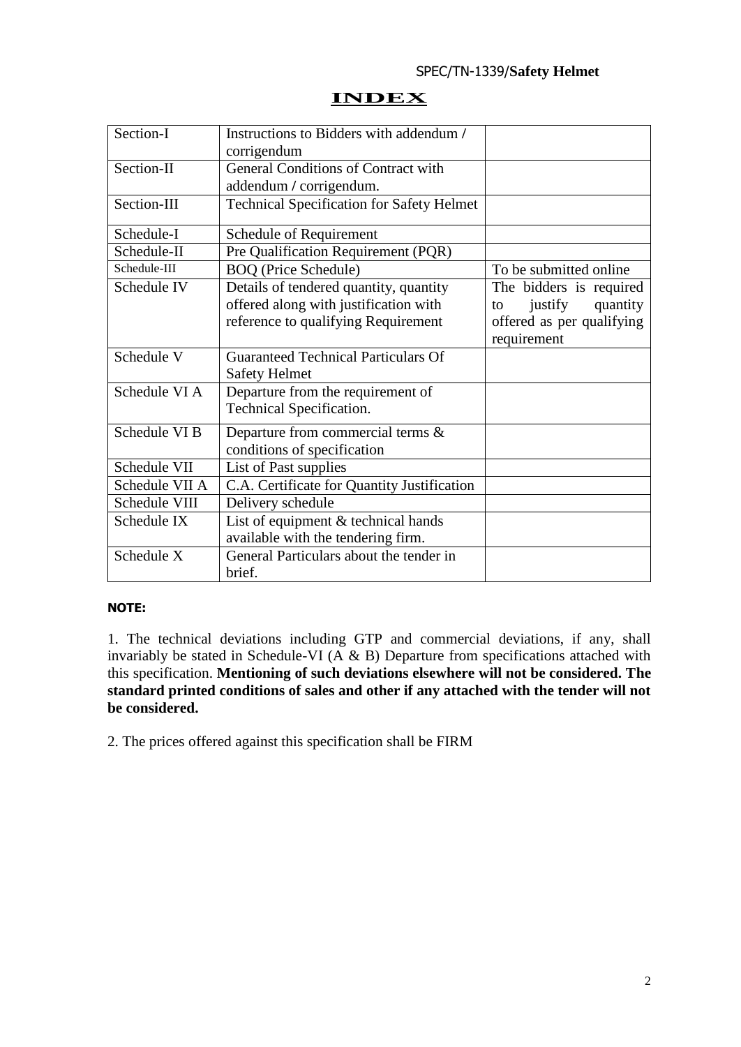SPEC/TN-1339/**Safety Helmet**

# INDEX

| Section-I | Instructions to Bidders with addendum / corrigendum | |
|---|---|---|
| Section-II | General Conditions of Contract with addendum / corrigendum. | |
| Section-III | Technical Specification for Safety Helmet | |
| Schedule-I | Schedule of Requirement | |
| Schedule-II | Pre Qualification Requirement (PQR) | |
| Schedule-III | BOQ (Price Schedule) | To be submitted online |
| Schedule IV | Details of tendered quantity, quantity offered along with justification with reference to qualifying Requirement | The bidders is required to justify quantity offered as per qualifying requirement |
| Schedule V | Guaranteed Technical Particulars Of Safety Helmet | |
| Schedule VI A | Departure from the requirement of Technical Specification. | |
| Schedule VI B | Departure from commercial terms & conditions of specification | |
| Schedule VII | List of Past supplies | |
| Schedule VII A | C.A. Certificate for Quantity Justification | |
| Schedule VIII | Delivery schedule | |
| Schedule IX | List of equipment & technical hands available with the tendering firm. | |
| Schedule X | General Particulars about the tender in brief. | |

**NOTE:**

1. The technical deviations including GTP and commercial deviations, if any, shall invariably be stated in Schedule-VI (A & B) Departure from specifications attached with this specification. **Mentioning of such deviations elsewhere will not be considered. The standard printed conditions of sales and other if any attached with the tender will not be considered.**

2. The prices offered against this specification shall be FIRM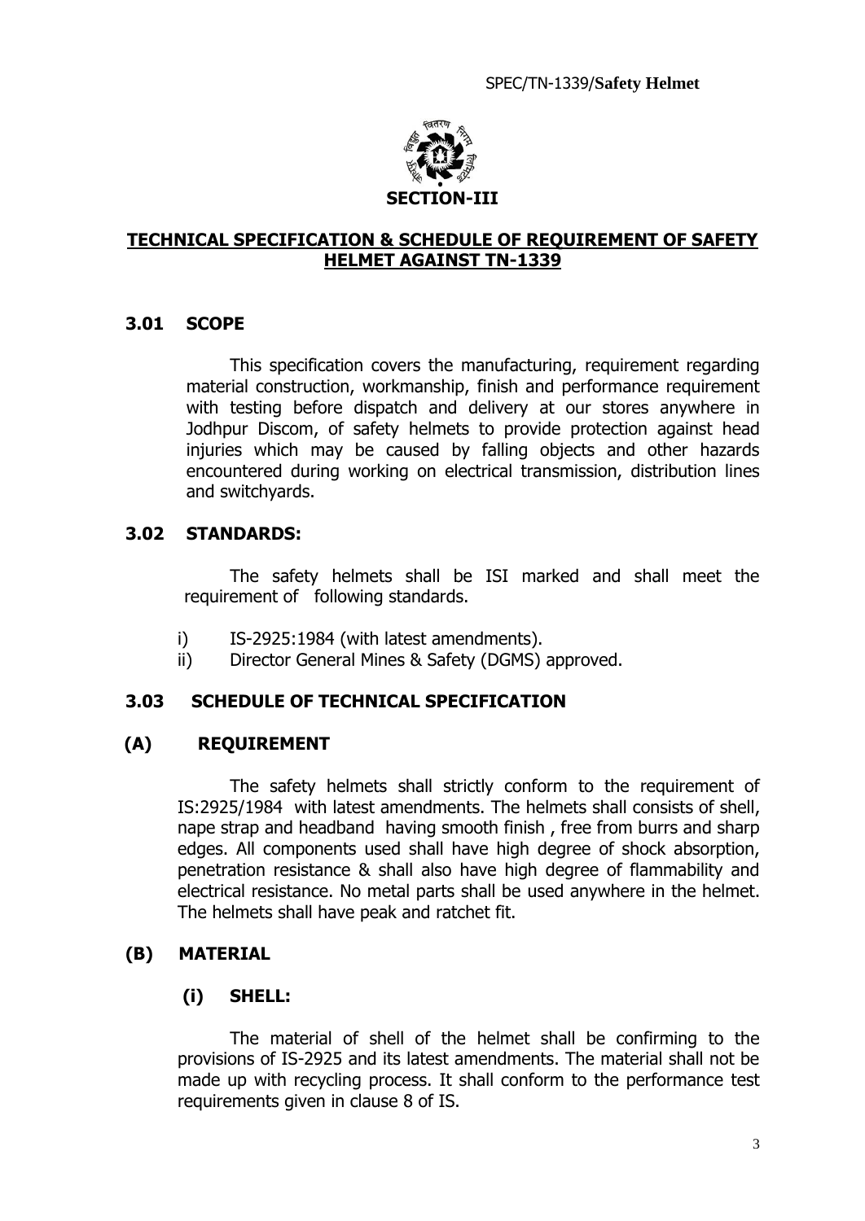# SECTION-III

## TECHNICAL SPECIFICATION & SCHEDULE OF REQUIREMENT OF SAFETY HELMET AGAINST TN-1339

### 3.01 SCOPE

This specification covers the manufacturing, requirement regarding material construction, workmanship, finish and performance requirement with testing before dispatch and delivery at our stores anywhere in Jodhpur Discom, of safety helmets to provide protection against head injuries which may be caused by falling objects and other hazards encountered during working on electrical transmission, distribution lines and switchyards.

### 3.02 STANDARDS:

The safety helmets shall be ISI marked and shall meet the requirement of following standards.

i) IS-2925:1984 (with latest amendments).
ii) Director General Mines & Safety (DGMS) approved.

### 3.03 SCHEDULE OF TECHNICAL SPECIFICATION

### (A) REQUIREMENT

The safety helmets shall strictly conform to the requirement of IS:2925/1984 with latest amendments. The helmets shall consists of shell, nape strap and headband having smooth finish , free from burrs and sharp edges. All components used shall have high degree of shock absorption, penetration resistance & shall also have high degree of flammability and electrical resistance. No metal parts shall be used anywhere in the helmet. The helmets shall have peak and ratchet fit.

### (B) MATERIAL

#### (i) SHELL:

The material of shell of the helmet shall be confirming to the provisions of IS-2925 and its latest amendments. The material shall not be made up with recycling process. It shall conform to the performance test requirements given in clause 8 of IS.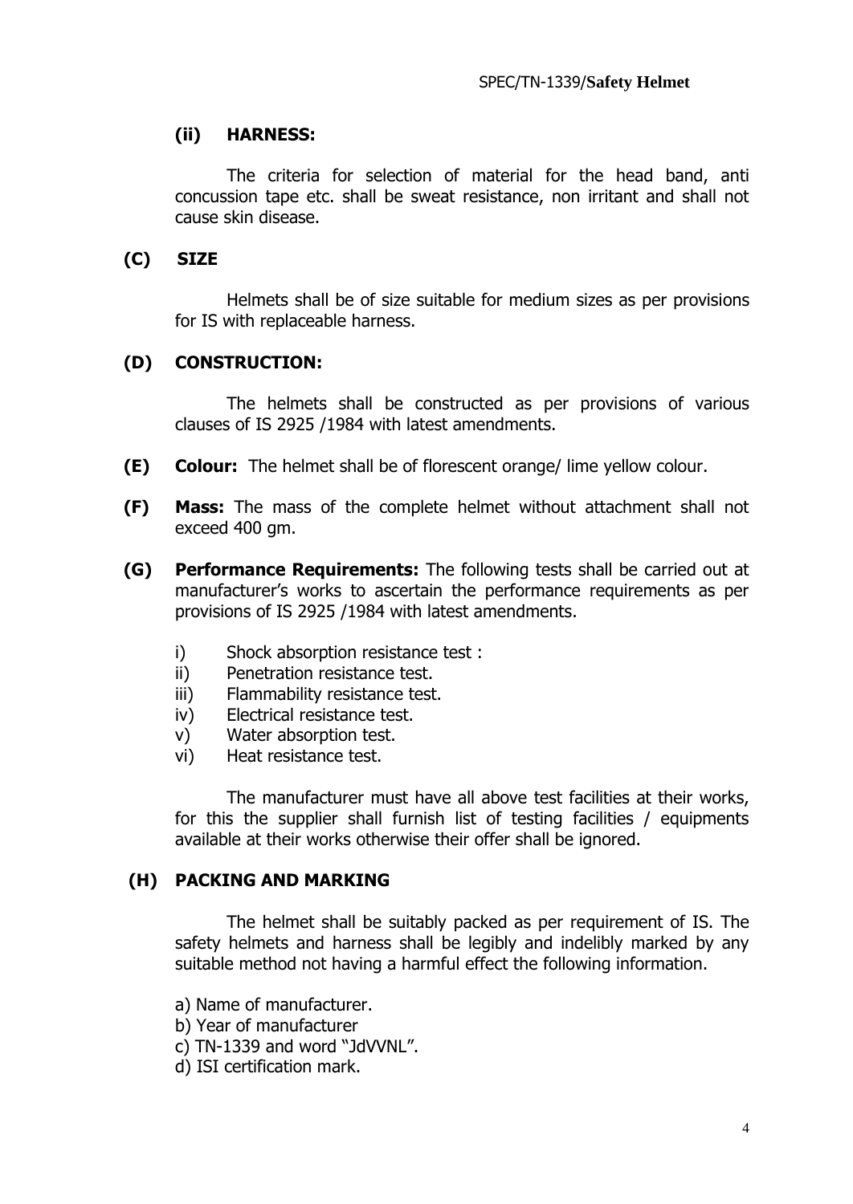### (ii) HARNESS:

The criteria for selection of material for the head band, anti concussion tape etc. shall be sweat resistance, non irritant and shall not cause skin disease.

### (C) SIZE

Helmets shall be of size suitable for medium sizes as per provisions for IS with replaceable harness.

### (D) CONSTRUCTION:

The helmets shall be constructed as per provisions of various clauses of IS 2925 /1984 with latest amendments.

**(E) Colour:** The helmet shall be of florescent orange/ lime yellow colour.

**(F) Mass:** The mass of the complete helmet without attachment shall not exceed 400 gm.

**(G) Performance Requirements:** The following tests shall be carried out at manufacturer's works to ascertain the performance requirements as per provisions of IS 2925 /1984 with latest amendments.

i) Shock absorption resistance test :
ii) Penetration resistance test.
iii) Flammability resistance test.
iv) Electrical resistance test.
v) Water absorption test.
vi) Heat resistance test.

The manufacturer must have all above test facilities at their works, for this the supplier shall furnish list of testing facilities / equipments available at their works otherwise their offer shall be ignored.

### (H) PACKING AND MARKING

The helmet shall be suitably packed as per requirement of IS. The safety helmets and harness shall be legibly and indelibly marked by any suitable method not having a harmful effect the following information.

a) Name of manufacturer.
b) Year of manufacturer
c) TN-1339 and word "JdVVNL".
d) ISI certification mark.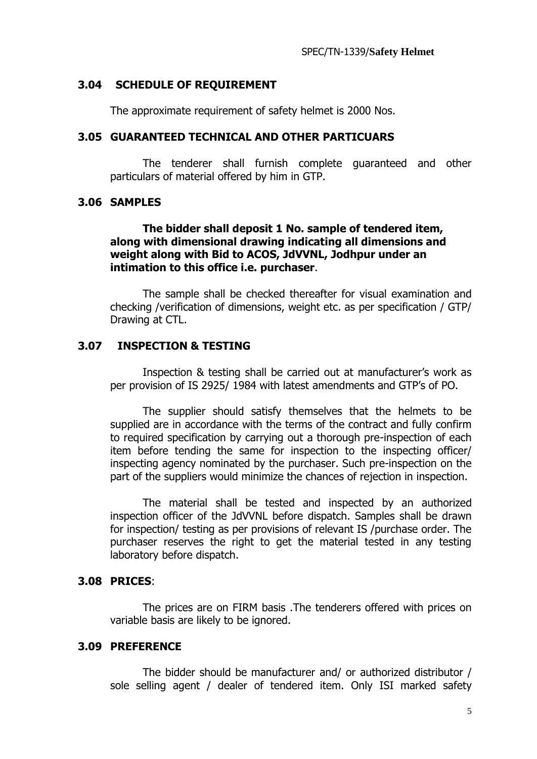### 3.04 SCHEDULE OF REQUIREMENT

The approximate requirement of safety helmet is 2000 Nos.

### 3.05 GUARANTEED TECHNICAL AND OTHER PARTICUARS

The tenderer shall furnish complete guaranteed and other particulars of material offered by him in GTP.

### 3.06 SAMPLES

**The bidder shall deposit 1 No. sample of tendered item, along with dimensional drawing indicating all dimensions and weight along with Bid to ACOS, JdVVNL, Jodhpur under an intimation to this office i.e. purchaser**.

The sample shall be checked thereafter for visual examination and checking /verification of dimensions, weight etc. as per specification / GTP/ Drawing at CTL.

### 3.07 INSPECTION & TESTING

Inspection & testing shall be carried out at manufacturer's work as per provision of IS 2925/ 1984 with latest amendments and GTP's of PO.

The supplier should satisfy themselves that the helmets to be supplied are in accordance with the terms of the contract and fully confirm to required specification by carrying out a thorough pre-inspection of each item before tending the same for inspection to the inspecting officer/ inspecting agency nominated by the purchaser. Such pre-inspection on the part of the suppliers would minimize the chances of rejection in inspection.

The material shall be tested and inspected by an authorized inspection officer of the JdVVNL before dispatch. Samples shall be drawn for inspection/ testing as per provisions of relevant IS /purchase order. The purchaser reserves the right to get the material tested in any testing laboratory before dispatch.

### 3.08 PRICES:

The prices are on FIRM basis .The tenderers offered with prices on variable basis are likely to be ignored.

### 3.09 PREFERENCE

The bidder should be manufacturer and/ or authorized distributor / sole selling agent / dealer of tendered item. Only ISI marked safety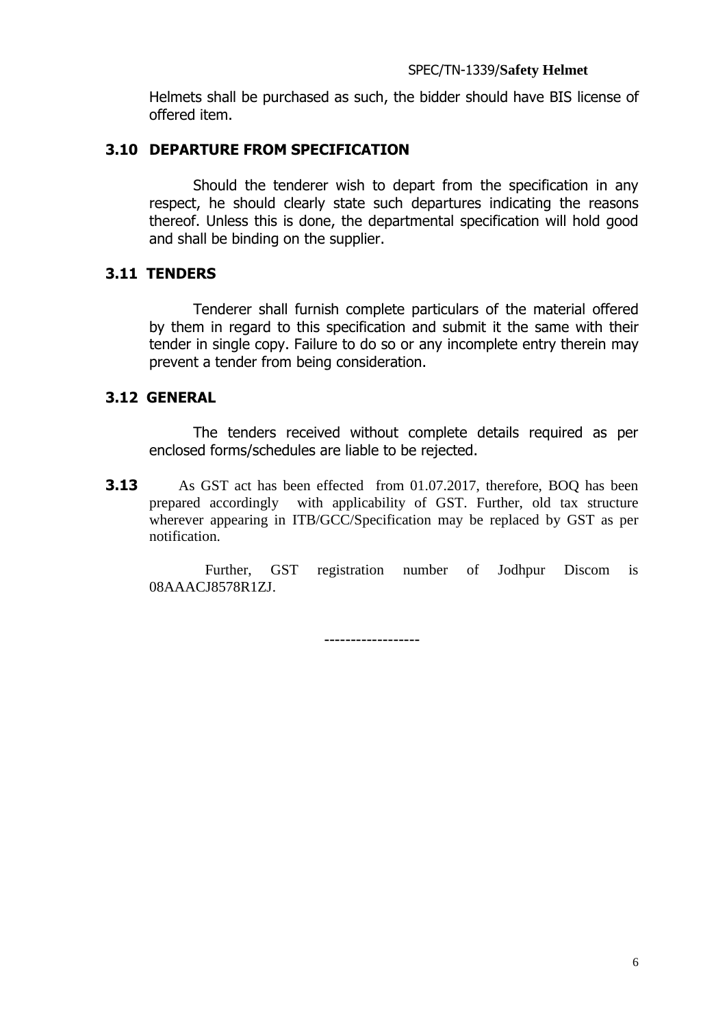Helmets shall be purchased as such, the bidder should have BIS license of offered item.

### 3.10 DEPARTURE FROM SPECIFICATION

Should the tenderer wish to depart from the specification in any respect, he should clearly state such departures indicating the reasons thereof. Unless this is done, the departmental specification will hold good and shall be binding on the supplier.

### 3.11 TENDERS

Tenderer shall furnish complete particulars of the material offered by them in regard to this specification and submit it the same with their tender in single copy. Failure to do so or any incomplete entry therein may prevent a tender from being consideration.

### 3.12 GENERAL

The tenders received without complete details required as per enclosed forms/schedules are liable to be rejected.

**3.13** As GST act has been effected from 01.07.2017, therefore, BOQ has been prepared accordingly with applicability of GST. Further, old tax structure wherever appearing in ITB/GCC/Specification may be replaced by GST as per notification.

Further, GST registration number of Jodhpur Discom is 08AAACJ8578R1ZJ.

------------------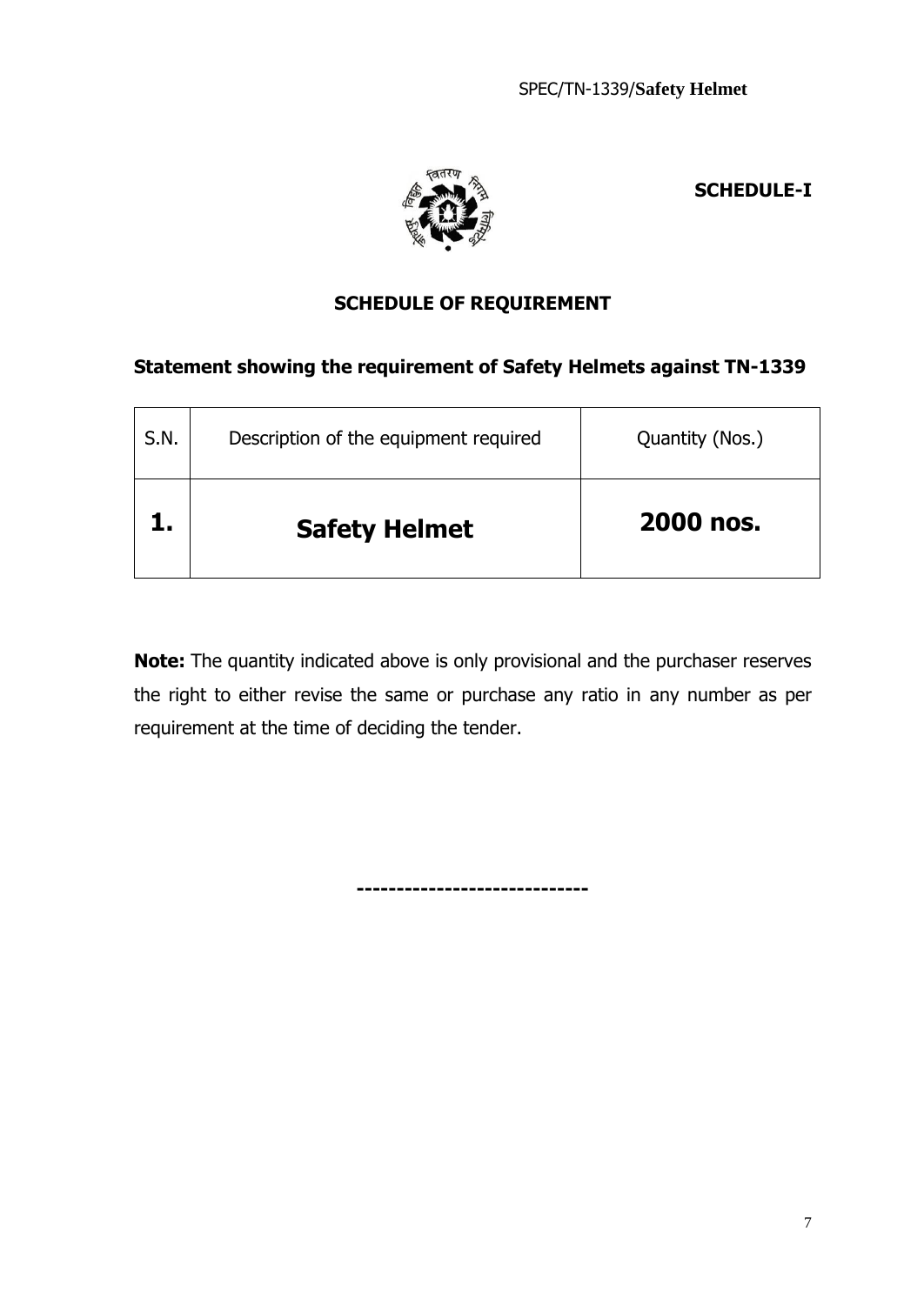**SCHEDULE-I**

## SCHEDULE OF REQUIREMENT

**Statement showing the requirement of Safety Helmets against TN-1339**

| S.N. | Description of the equipment required | Quantity (Nos.) |
|---|---|---|
| **1.** | **Safety Helmet** | **2000 nos.** |

**Note:** The quantity indicated above is only provisional and the purchaser reserves the right to either revise the same or purchase any ratio in any number as per requirement at the time of deciding the tender.

----------------------------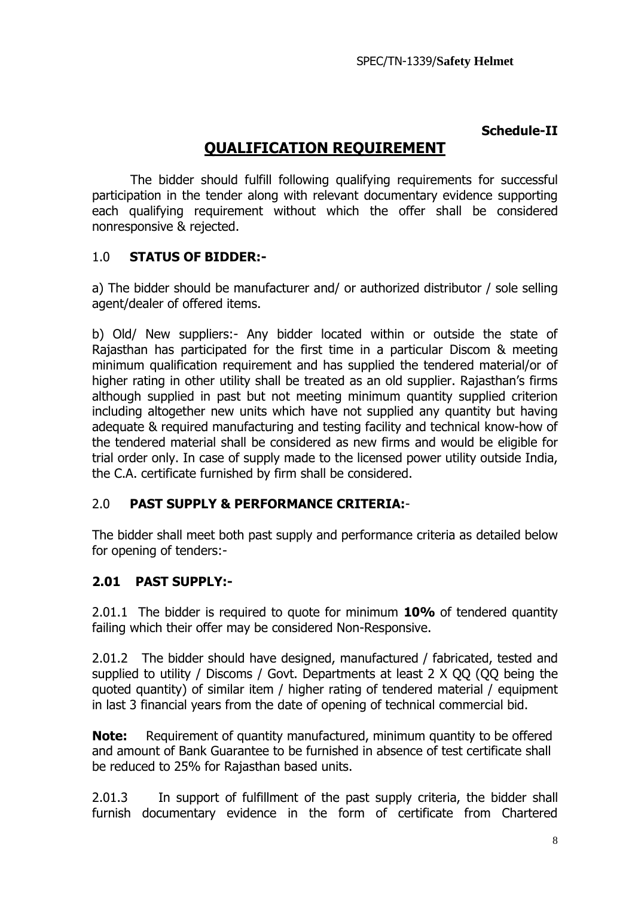**Schedule-II**

# QUALIFICATION REQUIREMENT

The bidder should fulfill following qualifying requirements for successful participation in the tender along with relevant documentary evidence supporting each qualifying requirement without which the offer shall be considered nonresponsive & rejected.

## 1.0 STATUS OF BIDDER:-

a) The bidder should be manufacturer and/ or authorized distributor / sole selling agent/dealer of offered items.

b) Old/ New suppliers:- Any bidder located within or outside the state of Rajasthan has participated for the first time in a particular Discom & meeting minimum qualification requirement and has supplied the tendered material/or of higher rating in other utility shall be treated as an old supplier. Rajasthan's firms although supplied in past but not meeting minimum quantity supplied criterion including altogether new units which have not supplied any quantity but having adequate & required manufacturing and testing facility and technical know-how of the tendered material shall be considered as new firms and would be eligible for trial order only. In case of supply made to the licensed power utility outside India, the C.A. certificate furnished by firm shall be considered.

## 2.0 PAST SUPPLY & PERFORMANCE CRITERIA:-

The bidder shall meet both past supply and performance criteria as detailed below for opening of tenders:-

### 2.01 PAST SUPPLY:-

2.01.1 The bidder is required to quote for minimum **10%** of tendered quantity failing which their offer may be considered Non-Responsive.

2.01.2 The bidder should have designed, manufactured / fabricated, tested and supplied to utility / Discoms / Govt. Departments at least 2 X QQ (QQ being the quoted quantity) of similar item / higher rating of tendered material / equipment in last 3 financial years from the date of opening of technical commercial bid.

**Note:** Requirement of quantity manufactured, minimum quantity to be offered and amount of Bank Guarantee to be furnished in absence of test certificate shall be reduced to 25% for Rajasthan based units.

2.01.3 In support of fulfillment of the past supply criteria, the bidder shall furnish documentary evidence in the form of certificate from Chartered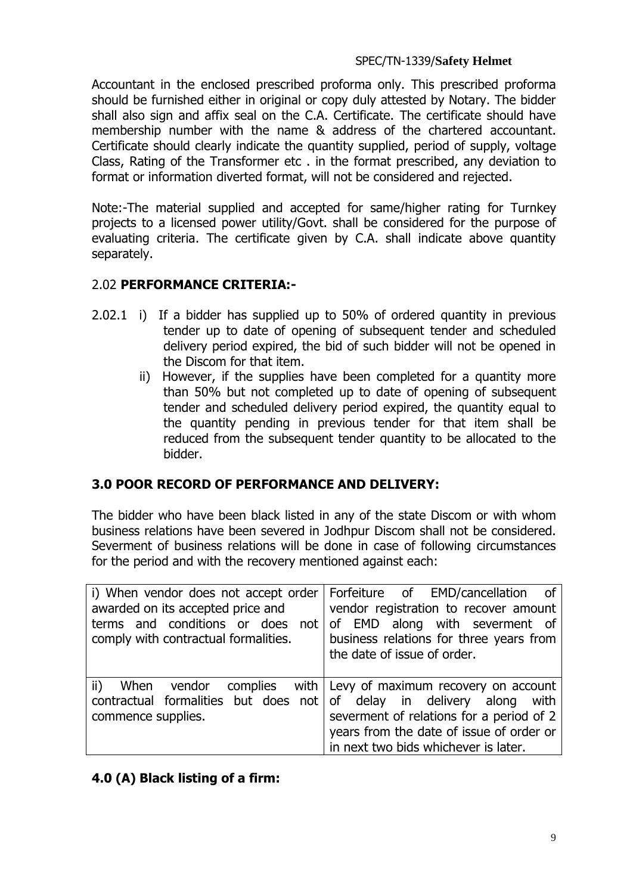Accountant in the enclosed prescribed proforma only. This prescribed proforma should be furnished either in original or copy duly attested by Notary. The bidder shall also sign and affix seal on the C.A. Certificate. The certificate should have membership number with the name & address of the chartered accountant. Certificate should clearly indicate the quantity supplied, period of supply, voltage Class, Rating of the Transformer etc . in the format prescribed, any deviation to format or information diverted format, will not be considered and rejected.

Note:-The material supplied and accepted for same/higher rating for Turnkey projects to a licensed power utility/Govt. shall be considered for the purpose of evaluating criteria. The certificate given by C.A. shall indicate above quantity separately.

## 2.02 PERFORMANCE CRITERIA:-

2.02.1 i) If a bidder has supplied up to 50% of ordered quantity in previous tender up to date of opening of subsequent tender and scheduled delivery period expired, the bid of such bidder will not be opened in the Discom for that item.

ii) However, if the supplies have been completed for a quantity more than 50% but not completed up to date of opening of subsequent tender and scheduled delivery period expired, the quantity equal to the quantity pending in previous tender for that item shall be reduced from the subsequent tender quantity to be allocated to the bidder.

## 3.0 POOR RECORD OF PERFORMANCE AND DELIVERY:

The bidder who have been black listed in any of the state Discom or with whom business relations have been severed in Jodhpur Discom shall not be considered. Severment of business relations will be done in case of following circumstances for the period and with the recovery mentioned against each:

| | |
|---|---|
| i) When vendor does not accept order awarded on its accepted price and terms and conditions or does not comply with contractual formalities. | Forfeiture of EMD/cancellation of vendor registration to recover amount of EMD along with severment of business relations for three years from the date of issue of order. |
| ii) When vendor complies with contractual formalities but does not commence supplies. | Levy of maximum recovery on account of delay in delivery along with severment of relations for a period of 2 years from the date of issue of order or in next two bids whichever is later. |

## 4.0 (A) Black listing of a firm: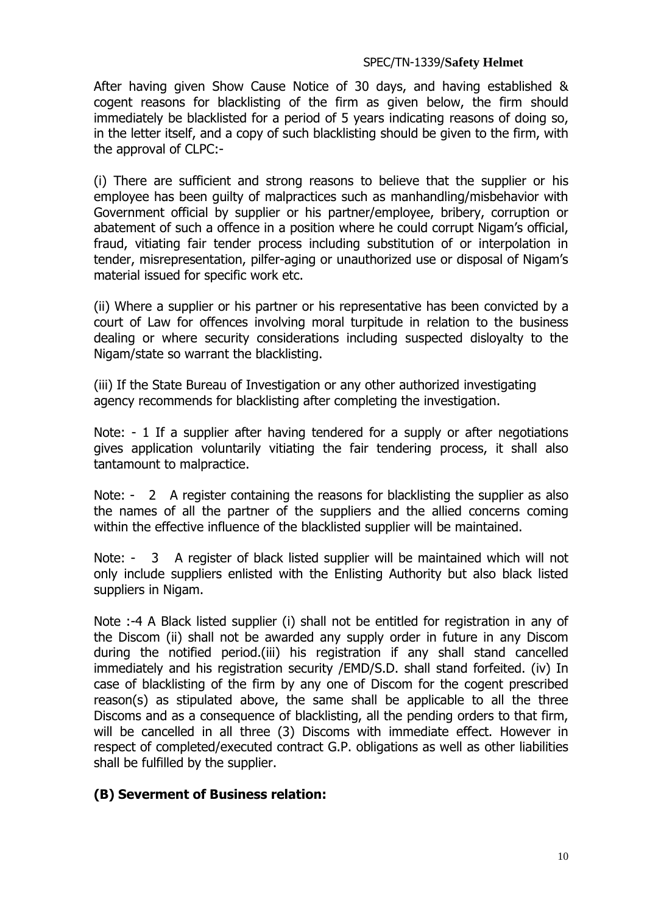After having given Show Cause Notice of 30 days, and having established & cogent reasons for blacklisting of the firm as given below, the firm should immediately be blacklisted for a period of 5 years indicating reasons of doing so, in the letter itself, and a copy of such blacklisting should be given to the firm, with the approval of CLPC:-

(i) There are sufficient and strong reasons to believe that the supplier or his employee has been guilty of malpractices such as manhandling/misbehavior with Government official by supplier or his partner/employee, bribery, corruption or abatement of such a offence in a position where he could corrupt Nigam's official, fraud, vitiating fair tender process including substitution of or interpolation in tender, misrepresentation, pilfer-aging or unauthorized use or disposal of Nigam's material issued for specific work etc.

(ii) Where a supplier or his partner or his representative has been convicted by a court of Law for offences involving moral turpitude in relation to the business dealing or where security considerations including suspected disloyalty to the Nigam/state so warrant the blacklisting.

(iii) If the State Bureau of Investigation or any other authorized investigating agency recommends for blacklisting after completing the investigation.

Note: - 1 If a supplier after having tendered for a supply or after negotiations gives application voluntarily vitiating the fair tendering process, it shall also tantamount to malpractice.

Note: - 2 A register containing the reasons for blacklisting the supplier as also the names of all the partner of the suppliers and the allied concerns coming within the effective influence of the blacklisted supplier will be maintained.

Note: - 3 A register of black listed supplier will be maintained which will not only include suppliers enlisted with the Enlisting Authority but also black listed suppliers in Nigam.

Note :-4 A Black listed supplier (i) shall not be entitled for registration in any of the Discom (ii) shall not be awarded any supply order in future in any Discom during the notified period.(iii) his registration if any shall stand cancelled immediately and his registration security /EMD/S.D. shall stand forfeited. (iv) In case of blacklisting of the firm by any one of Discom for the cogent prescribed reason(s) as stipulated above, the same shall be applicable to all the three Discoms and as a consequence of blacklisting, all the pending orders to that firm, will be cancelled in all three (3) Discoms with immediate effect. However in respect of completed/executed contract G.P. obligations as well as other liabilities shall be fulfilled by the supplier.

**(B) Severment of Business relation:**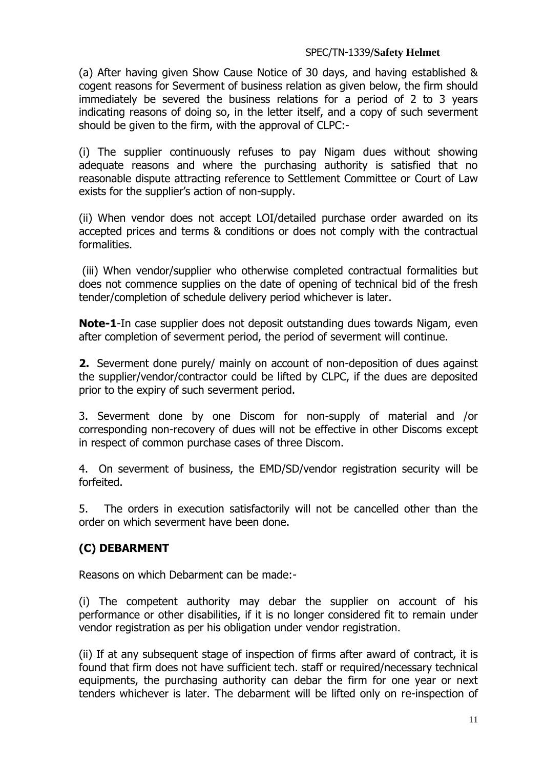(a) After having given Show Cause Notice of 30 days, and having established & cogent reasons for Severment of business relation as given below, the firm should immediately be severed the business relations for a period of 2 to 3 years indicating reasons of doing so, in the letter itself, and a copy of such severment should be given to the firm, with the approval of CLPC:-

(i) The supplier continuously refuses to pay Nigam dues without showing adequate reasons and where the purchasing authority is satisfied that no reasonable dispute attracting reference to Settlement Committee or Court of Law exists for the supplier's action of non-supply.

(ii) When vendor does not accept LOI/detailed purchase order awarded on its accepted prices and terms & conditions or does not comply with the contractual formalities.

(iii) When vendor/supplier who otherwise completed contractual formalities but does not commence supplies on the date of opening of technical bid of the fresh tender/completion of schedule delivery period whichever is later.

**Note-1**-In case supplier does not deposit outstanding dues towards Nigam, even after completion of severment period, the period of severment will continue.

**2.** Severment done purely/ mainly on account of non-deposition of dues against the supplier/vendor/contractor could be lifted by CLPC, if the dues are deposited prior to the expiry of such severment period.

3. Severment done by one Discom for non-supply of material and /or corresponding non-recovery of dues will not be effective in other Discoms except in respect of common purchase cases of three Discom.

4. On severment of business, the EMD/SD/vendor registration security will be forfeited.

5. The orders in execution satisfactorily will not be cancelled other than the order on which severment have been done.

## (C) DEBARMENT

Reasons on which Debarment can be made:-

(i) The competent authority may debar the supplier on account of his performance or other disabilities, if it is no longer considered fit to remain under vendor registration as per his obligation under vendor registration.

(ii) If at any subsequent stage of inspection of firms after award of contract, it is found that firm does not have sufficient tech. staff or required/necessary technical equipments, the purchasing authority can debar the firm for one year or next tenders whichever is later. The debarment will be lifted only on re-inspection of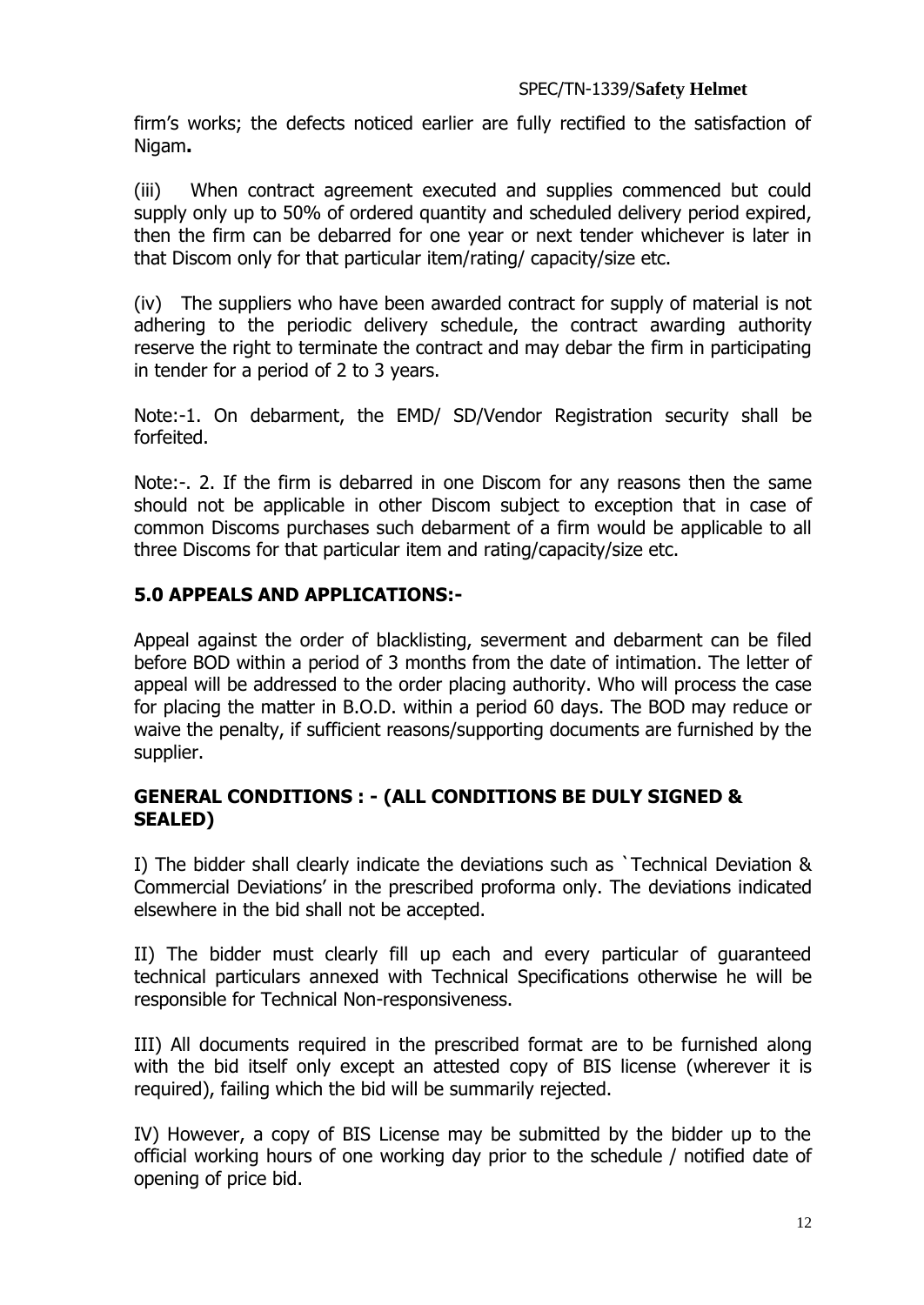firm's works; the defects noticed earlier are fully rectified to the satisfaction of Nigam**.**

(iii) When contract agreement executed and supplies commenced but could supply only up to 50% of ordered quantity and scheduled delivery period expired, then the firm can be debarred for one year or next tender whichever is later in that Discom only for that particular item/rating/ capacity/size etc.

(iv) The suppliers who have been awarded contract for supply of material is not adhering to the periodic delivery schedule, the contract awarding authority reserve the right to terminate the contract and may debar the firm in participating in tender for a period of 2 to 3 years.

Note:-1. On debarment, the EMD/ SD/Vendor Registration security shall be forfeited.

Note:-. 2. If the firm is debarred in one Discom for any reasons then the same should not be applicable in other Discom subject to exception that in case of common Discoms purchases such debarment of a firm would be applicable to all three Discoms for that particular item and rating/capacity/size etc.

## 5.0 APPEALS AND APPLICATIONS:-

Appeal against the order of blacklisting, severment and debarment can be filed before BOD within a period of 3 months from the date of intimation. The letter of appeal will be addressed to the order placing authority. Who will process the case for placing the matter in B.O.D. within a period 60 days. The BOD may reduce or waive the penalty, if sufficient reasons/supporting documents are furnished by the supplier.

## GENERAL CONDITIONS : - (ALL CONDITIONS BE DULY SIGNED & SEALED)

I) The bidder shall clearly indicate the deviations such as `Technical Deviation & Commercial Deviations' in the prescribed proforma only. The deviations indicated elsewhere in the bid shall not be accepted.

II) The bidder must clearly fill up each and every particular of guaranteed technical particulars annexed with Technical Specifications otherwise he will be responsible for Technical Non-responsiveness.

III) All documents required in the prescribed format are to be furnished along with the bid itself only except an attested copy of BIS license (wherever it is required), failing which the bid will be summarily rejected.

IV) However, a copy of BIS License may be submitted by the bidder up to the official working hours of one working day prior to the schedule / notified date of opening of price bid.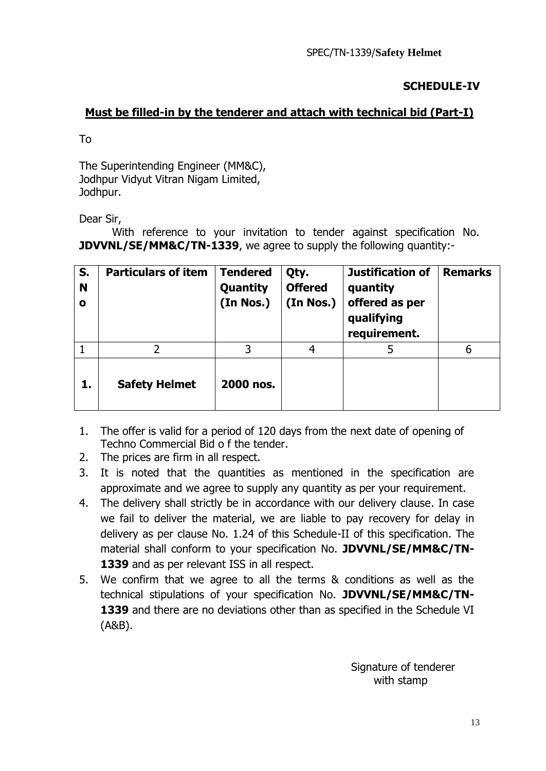SPEC/TN-1339/**Safety Helmet**

**SCHEDULE-IV**

**Must be filled-in by the tenderer and attach with technical bid (Part-I)**

To

The Superintending Engineer (MM&C),
Jodhpur Vidyut Vitran Nigam Limited,
Jodhpur.

Dear Sir,

With reference to your invitation to tender against specification No. **JDVVNL/SE/MM&C/TN-1339**, we agree to supply the following quantity:-

| S. No | Particulars of item | Tendered Quantity (In Nos.) | Qty. Offered (In Nos.) | Justification of quantity offered as per qualifying requirement. | Remarks |
|---|---|---|---|---|---|
| 1 | 2 | 3 | 4 | 5 | 6 |
| **1.** | **Safety Helmet** | **2000 nos.** | | | |

1. The offer is valid for a period of 120 days from the next date of opening of Techno Commercial Bid o f the tender.
2. The prices are firm in all respect.
3. It is noted that the quantities as mentioned in the specification are approximate and we agree to supply any quantity as per your requirement.
4. The delivery shall strictly be in accordance with our delivery clause. In case we fail to deliver the material, we are liable to pay recovery for delay in delivery as per clause No. 1.24 of this Schedule-II of this specification. The material shall conform to your specification No. **JDVVNL/SE/MM&C/TN-1339** and as per relevant ISS in all respect.
5. We confirm that we agree to all the terms & conditions as well as the technical stipulations of your specification No. **JDVVNL/SE/MM&C/TN-1339** and there are no deviations other than as specified in the Schedule VI (A&B).

Signature of tenderer
with stamp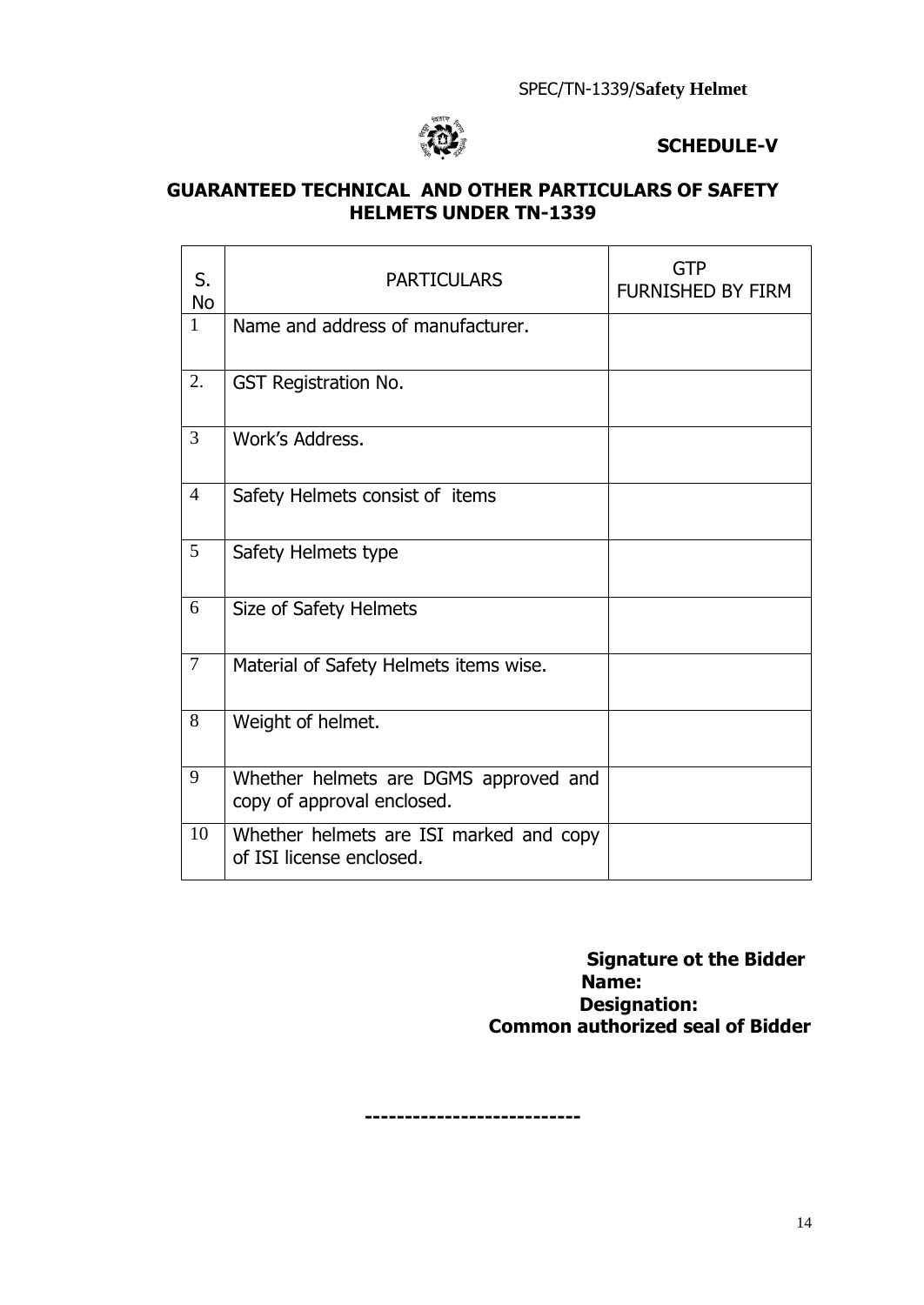**SCHEDULE-V**

## GUARANTEED TECHNICAL AND OTHER PARTICULARS OF SAFETY HELMETS UNDER TN-1339

| S. No | PARTICULARS | GTP FURNISHED BY FIRM |
|---|---|---|
| 1 | Name and address of manufacturer. | |
| 2. | GST Registration No. | |
| 3 | Work's Address. | |
| 4 | Safety Helmets consist of items | |
| 5 | Safety Helmets type | |
| 6 | Size of Safety Helmets | |
| 7 | Material of Safety Helmets items wise. | |
| 8 | Weight of helmet. | |
| 9 | Whether helmets are DGMS approved and copy of approval enclosed. | |
| 10 | Whether helmets are ISI marked and copy of ISI license enclosed. | |

**Signature ot the Bidder**
**Name:**
**Designation:**
**Common authorized seal of Bidder**

**---------------------------**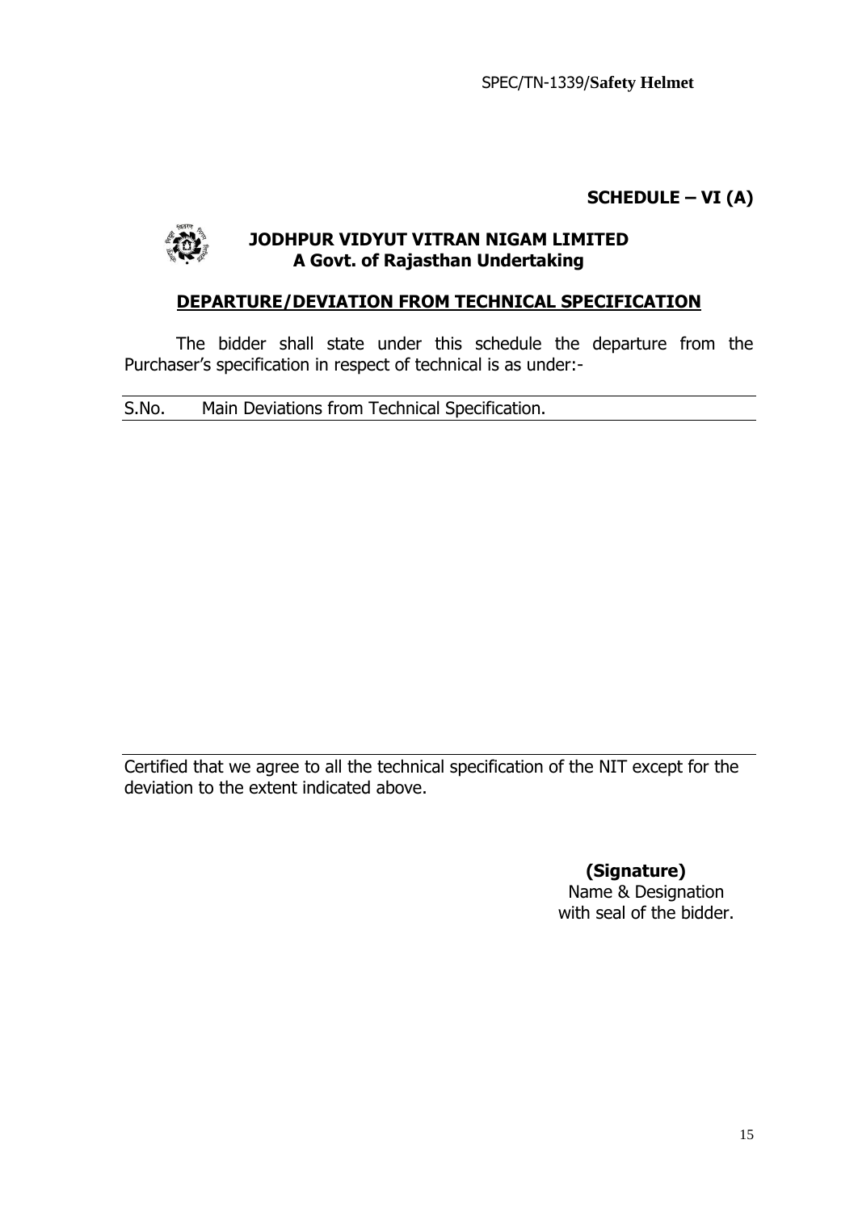**SCHEDULE – VI (A)**

**JODHPUR VIDYUT VITRAN NIGAM LIMITED**
**A Govt. of Rajasthan Undertaking**

## DEPARTURE/DEVIATION FROM TECHNICAL SPECIFICATION

The bidder shall state under this schedule the departure from the Purchaser's specification in respect of technical is as under:-

| S.No. | Main Deviations from Technical Specification. |
|---|---|
| | |

Certified that we agree to all the technical specification of the NIT except for the deviation to the extent indicated above.

**(Signature)**
Name & Designation
with seal of the bidder.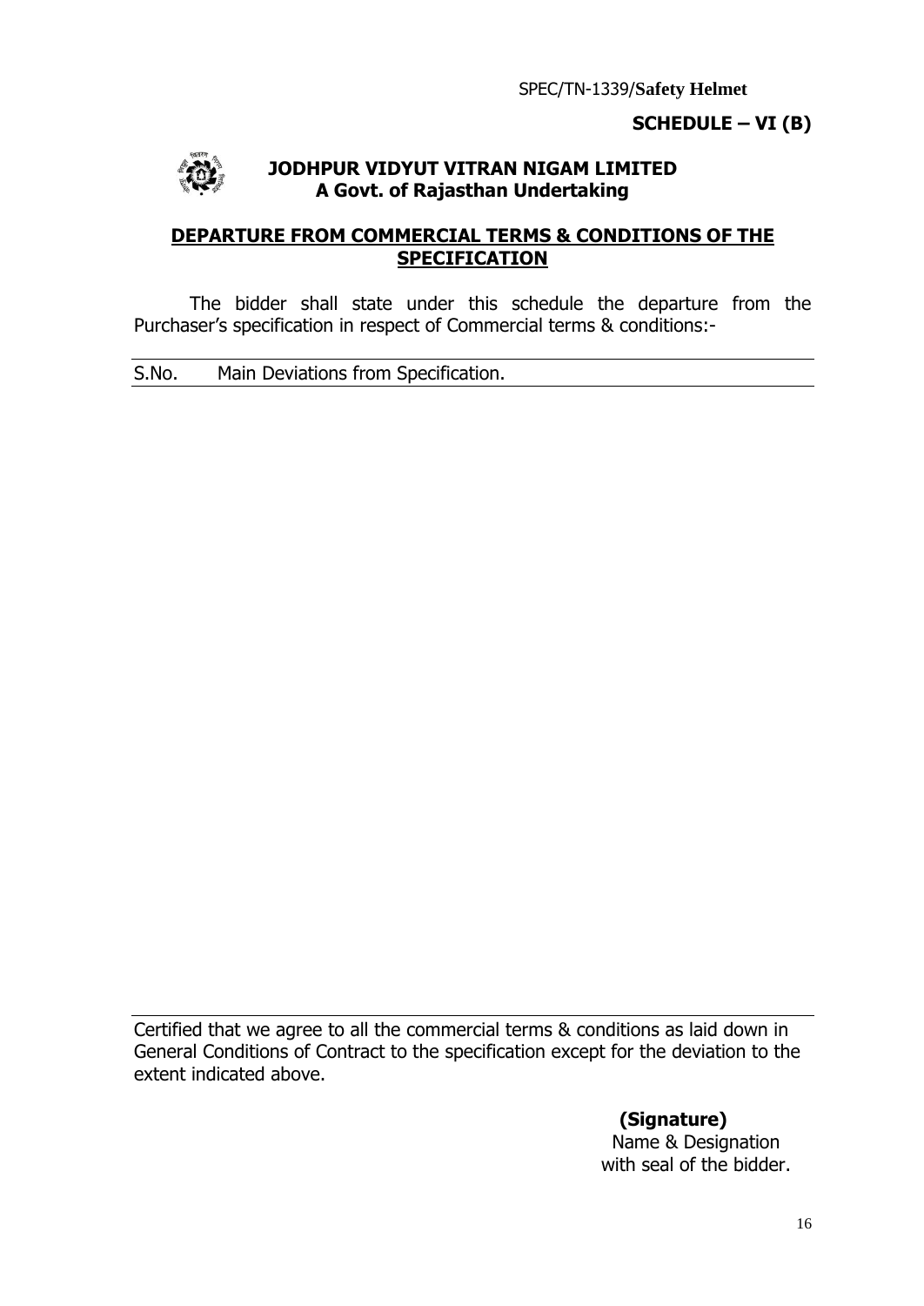SPEC/TN-1339/**Safety Helmet**

**SCHEDULE – VI (B)**

**JODHPUR VIDYUT VITRAN NIGAM LIMITED**
**A Govt. of Rajasthan Undertaking**

## DEPARTURE FROM COMMERCIAL TERMS & CONDITIONS OF THE SPECIFICATION

The bidder shall state under this schedule the departure from the Purchaser's specification in respect of Commercial terms & conditions:-

| S.No. | Main Deviations from Specification. |
|---|---|
| | |

Certified that we agree to all the commercial terms & conditions as laid down in General Conditions of Contract to the specification except for the deviation to the extent indicated above.

**(Signature)**
Name & Designation
with seal of the bidder.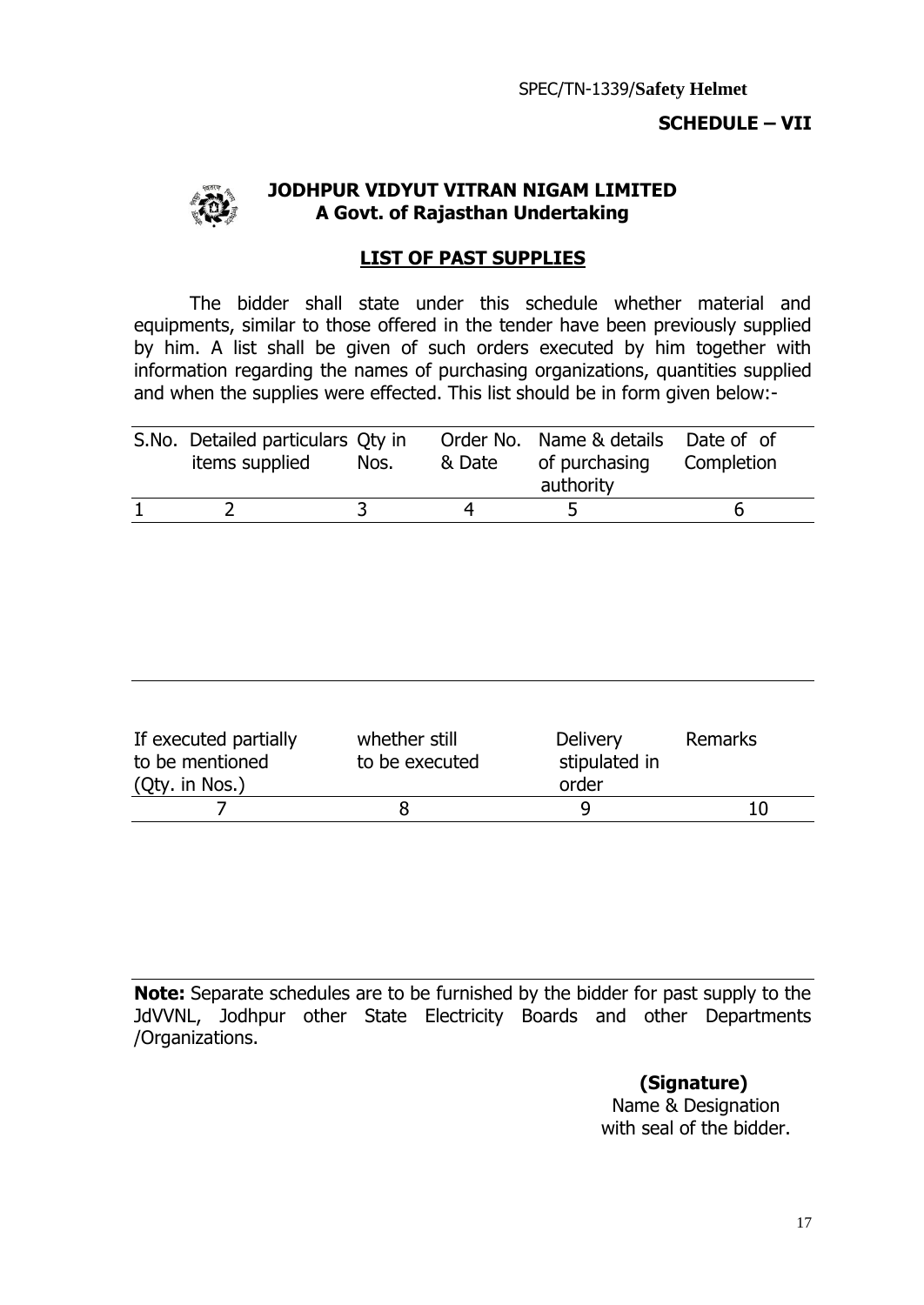SPEC/TN-1339/**Safety Helmet**

**SCHEDULE – VII**

**JODHPUR VIDYUT VITRAN NIGAM LIMITED**
**A Govt. of Rajasthan Undertaking**

## LIST OF PAST SUPPLIES

The bidder shall state under this schedule whether material and equipments, similar to those offered in the tender have been previously supplied by him. A list shall be given of such orders executed by him together with information regarding the names of purchasing organizations, quantities supplied and when the supplies were effected. This list should be in form given below:-

| S.No. | Detailed particulars items supplied | Qty in Nos. | Order No. & Date | Name & details of purchasing authority | Date of of Completion |
|---|---|---|---|---|---|
| 1 | 2 | 3 | 4 | 5 | 6 |

| If executed partially to be mentioned (Qty. in Nos.) | whether still to be executed | Delivery stipulated in order | Remarks |
|---|---|---|---|
| 7 | 8 | 9 | 10 |

**Note:** Separate schedules are to be furnished by the bidder for past supply to the JdVVNL, Jodhpur other State Electricity Boards and other Departments /Organizations.

**(Signature)**
Name & Designation
with seal of the bidder.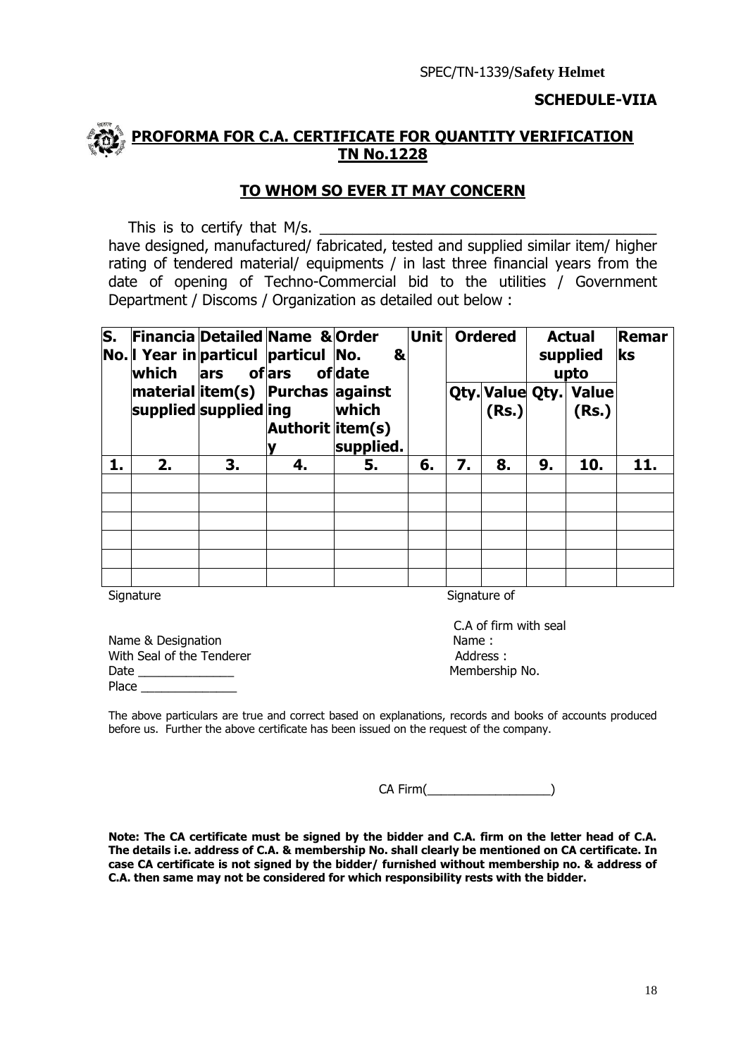**SCHEDULE-VIIA**

## PROFORMA FOR C.A. CERTIFICATE FOR QUANTITY VERIFICATION TN No.1228

### TO WHOM SO EVER IT MAY CONCERN

This is to certify that M/s. ________________________________________ have designed, manufactured/ fabricated, tested and supplied similar item/ higher rating of tendered material/ equipments / in last three financial years from the date of opening of Techno-Commercial bid to the utilities / Government Department / Discoms / Organization as detailed out below :

| S. No. | Financial Year in which material supplied | Detailed particulars of item(s) supplied | Name & particulars of Purchasing Authority | Order No. & date against which item(s) supplied. | Unit | Ordered | | Actual supplied upto | | Remarks |
|---|---|---|---|---|---|---|---|---|---|---|
| | | | | | | Qty. | Value (Rs.) | Qty. | Value (Rs.) | |
| 1. | 2. | 3. | 4. | 5. | 6. | 7. | 8. | 9. | 10. | 11. |
| | | | | | | | | | | |
| | | | | | | | | | | |
| | | | | | | | | | | |
| | | | | | | | | | | |
| | | | | | | | | | | |
| | | | | | | | | | | |

Signature

Name & Designation
With Seal of the Tenderer
Date ______________
Place ______________

Signature of

C.A of firm with seal
Name :
Address :
Membership No.

The above particulars are true and correct based on explanations, records and books of accounts produced before us. Further the above certificate has been issued on the request of the company.

CA Firm(__________________)

**Note: The CA certificate must be signed by the bidder and C.A. firm on the letter head of C.A. The details i.e. address of C.A. & membership No. shall clearly be mentioned on CA certificate. In case CA certificate is not signed by the bidder/ furnished without membership no. & address of C.A. then same may not be considered for which responsibility rests with the bidder.**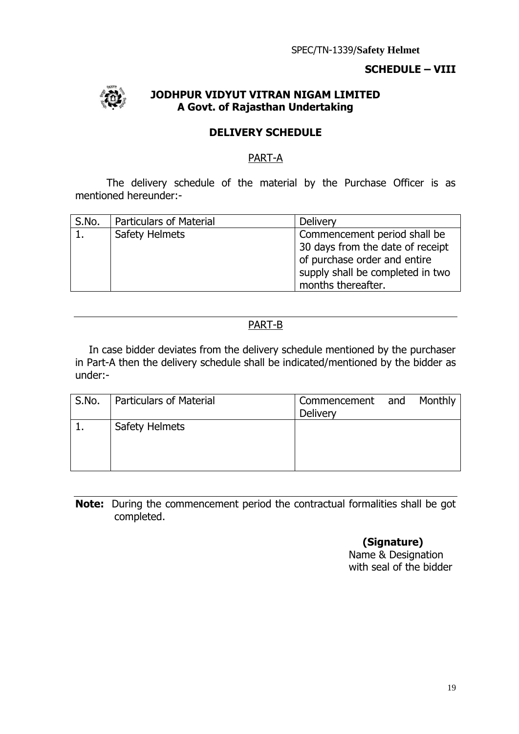SPEC/TN-1339/**Safety Helmet**

**SCHEDULE – VIII**

**JODHPUR VIDYUT VITRAN NIGAM LIMITED**
**A Govt. of Rajasthan Undertaking**

## DELIVERY SCHEDULE

### PART-A

The delivery schedule of the material by the Purchase Officer is as mentioned hereunder:-

| S.No. | Particulars of Material | Delivery |
|---|---|---|
| 1. | Safety Helmets | Commencement period shall be 30 days from the date of receipt of purchase order and entire supply shall be completed in two months thereafter. |

---

### PART-B

In case bidder deviates from the delivery schedule mentioned by the purchaser in Part-A then the delivery schedule shall be indicated/mentioned by the bidder as under:-

| S.No. | Particulars of Material | Commencement and Monthly Delivery |
|---|---|---|
| 1. | Safety Helmets | |

---

**Note:** During the commencement period the contractual formalities shall be got completed.

**(Signature)**
Name & Designation
with seal of the bidder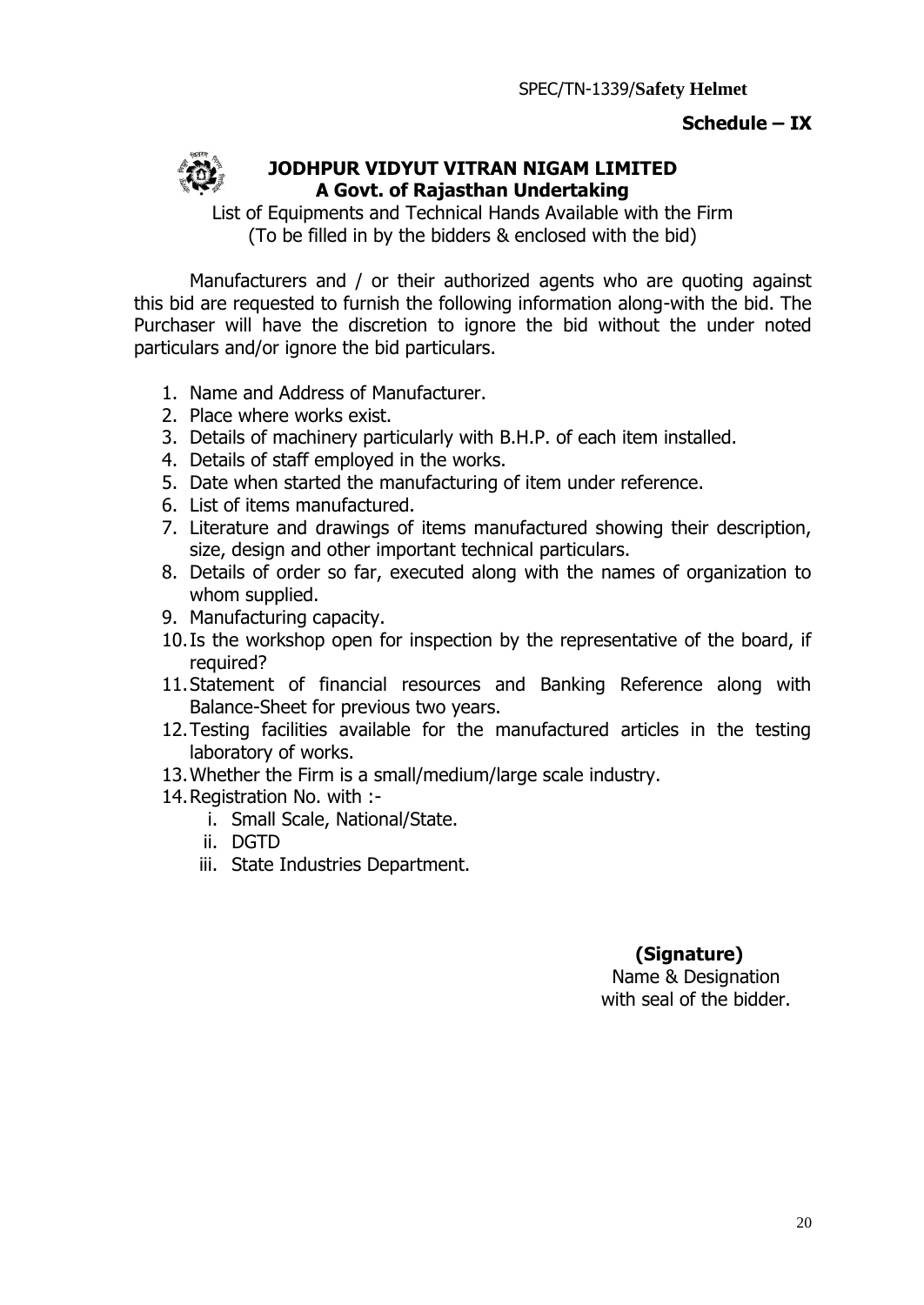**Schedule – IX**

# JODHPUR VIDYUT VITRAN NIGAM LIMITED

## A Govt. of Rajasthan Undertaking

List of Equipments and Technical Hands Available with the Firm
(To be filled in by the bidders & enclosed with the bid)

Manufacturers and / or their authorized agents who are quoting against this bid are requested to furnish the following information along-with the bid. The Purchaser will have the discretion to ignore the bid without the under noted particulars and/or ignore the bid particulars.

1. Name and Address of Manufacturer.
2. Place where works exist.
3. Details of machinery particularly with B.H.P. of each item installed.
4. Details of staff employed in the works.
5. Date when started the manufacturing of item under reference.
6. List of items manufactured.
7. Literature and drawings of items manufactured showing their description, size, design and other important technical particulars.
8. Details of order so far, executed along with the names of organization to whom supplied.
9. Manufacturing capacity.
10. Is the workshop open for inspection by the representative of the board, if required?
11. Statement of financial resources and Banking Reference along with Balance-Sheet for previous two years.
12. Testing facilities available for the manufactured articles in the testing laboratory of works.
13. Whether the Firm is a small/medium/large scale industry.
14. Registration No. with :-
    i. Small Scale, National/State.
    ii. DGTD
    iii. State Industries Department.

**(Signature)**
Name & Designation
with seal of the bidder.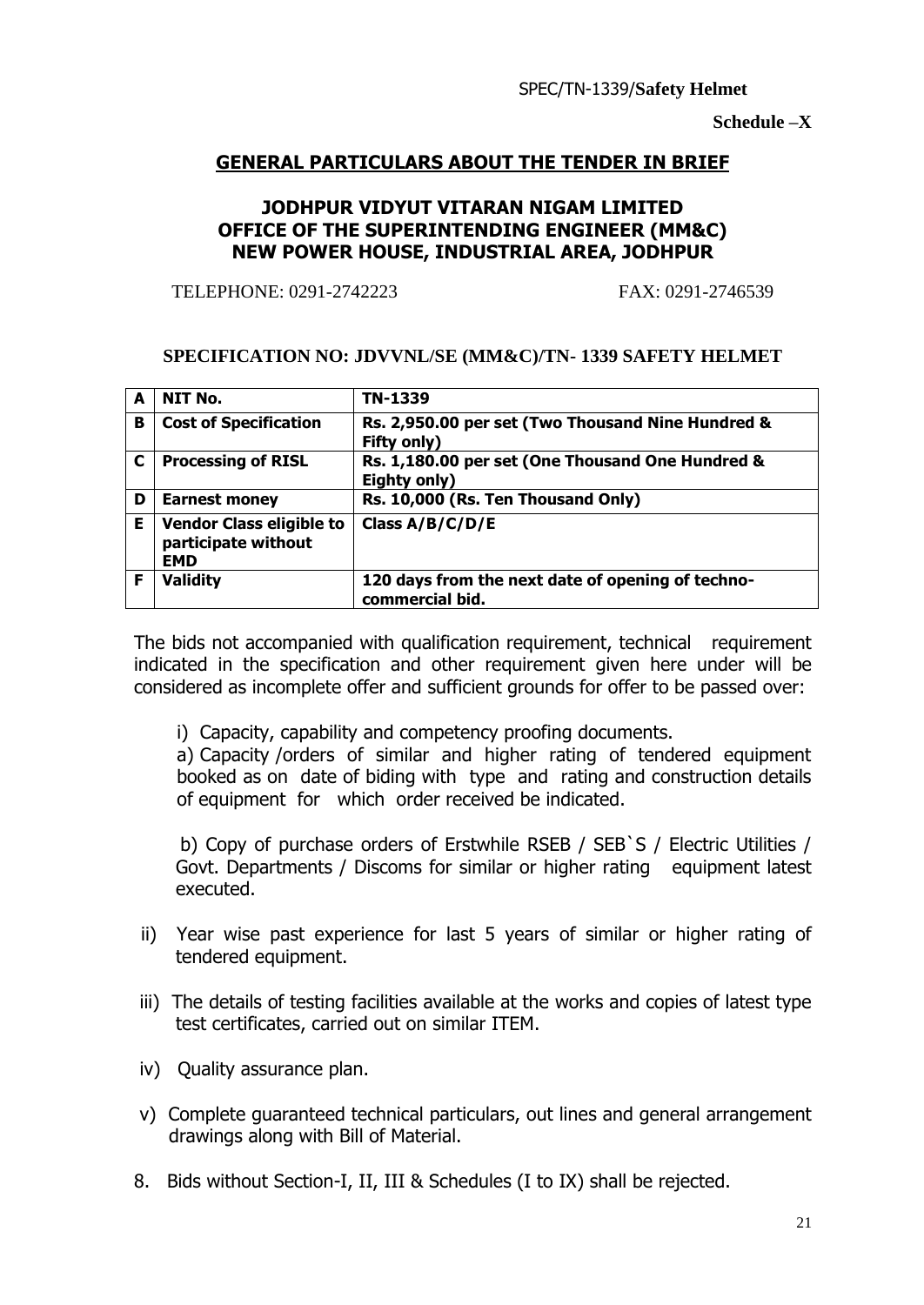SPEC/TN-1339/**Safety Helmet**

**Schedule –X**

## GENERAL PARTICULARS ABOUT THE TENDER IN BRIEF

### JODHPUR VIDYUT VITARAN NIGAM LIMITED
### OFFICE OF THE SUPERINTENDING ENGINEER (MM&C)
### NEW POWER HOUSE, INDUSTRIAL AREA, JODHPUR

TELEPHONE: 0291-2742223 FAX: 0291-2746539

**SPECIFICATION NO: JDVVNL/SE (MM&C)/TN- 1339 SAFETY HELMET**

| | | |
|---|---|---|
| **A** | **NIT No.** | **TN-1339** |
| **B** | **Cost of Specification** | **Rs. 2,950.00 per set (Two Thousand Nine Hundred & Fifty only)** |
| **C** | **Processing of RISL** | **Rs. 1,180.00 per set (One Thousand One Hundred & Eighty only)** |
| **D** | **Earnest money** | **Rs. 10,000 (Rs. Ten Thousand Only)** |
| **E** | **Vendor Class eligible to participate without EMD** | **Class A/B/C/D/E** |
| **F** | **Validity** | **120 days from the next date of opening of techno-commercial bid.** |

The bids not accompanied with qualification requirement, technical requirement indicated in the specification and other requirement given here under will be considered as incomplete offer and sufficient grounds for offer to be passed over:

i) Capacity, capability and competency proofing documents.

a) Capacity /orders of similar and higher rating of tendered equipment booked as on date of biding with type and rating and construction details of equipment for which order received be indicated.

b) Copy of purchase orders of Erstwhile RSEB / SEB`S / Electric Utilities / Govt. Departments / Discoms for similar or higher rating equipment latest executed.

ii) Year wise past experience for last 5 years of similar or higher rating of tendered equipment.

iii) The details of testing facilities available at the works and copies of latest type test certificates, carried out on similar ITEM.

iv) Quality assurance plan.

v) Complete guaranteed technical particulars, out lines and general arrangement drawings along with Bill of Material.

8. Bids without Section-I, II, III & Schedules (I to IX) shall be rejected.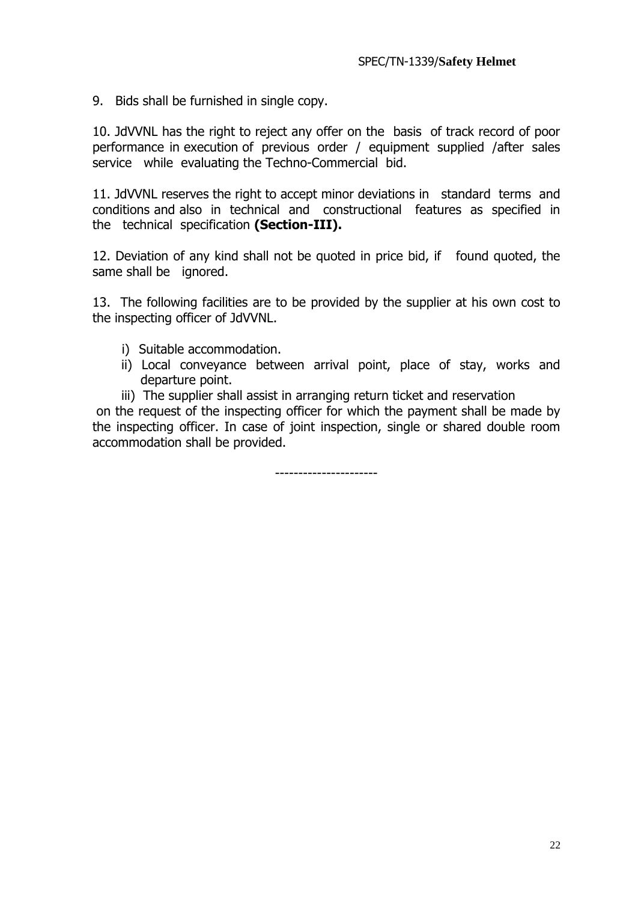9. Bids shall be furnished in single copy.

10. JdVVNL has the right to reject any offer on the basis of track record of poor performance in execution of previous order / equipment supplied /after sales service while evaluating the Techno-Commercial bid.

11. JdVVNL reserves the right to accept minor deviations in standard terms and conditions and also in technical and constructional features as specified in the technical specification **(Section-III).**

12. Deviation of any kind shall not be quoted in price bid, if found quoted, the same shall be ignored.

13. The following facilities are to be provided by the supplier at his own cost to the inspecting officer of JdVVNL.

i) Suitable accommodation.
ii) Local conveyance between arrival point, place of stay, works and departure point.
iii) The supplier shall assist in arranging return ticket and reservation

on the request of the inspecting officer for which the payment shall be made by the inspecting officer. In case of joint inspection, single or shared double room accommodation shall be provided.

---------------------